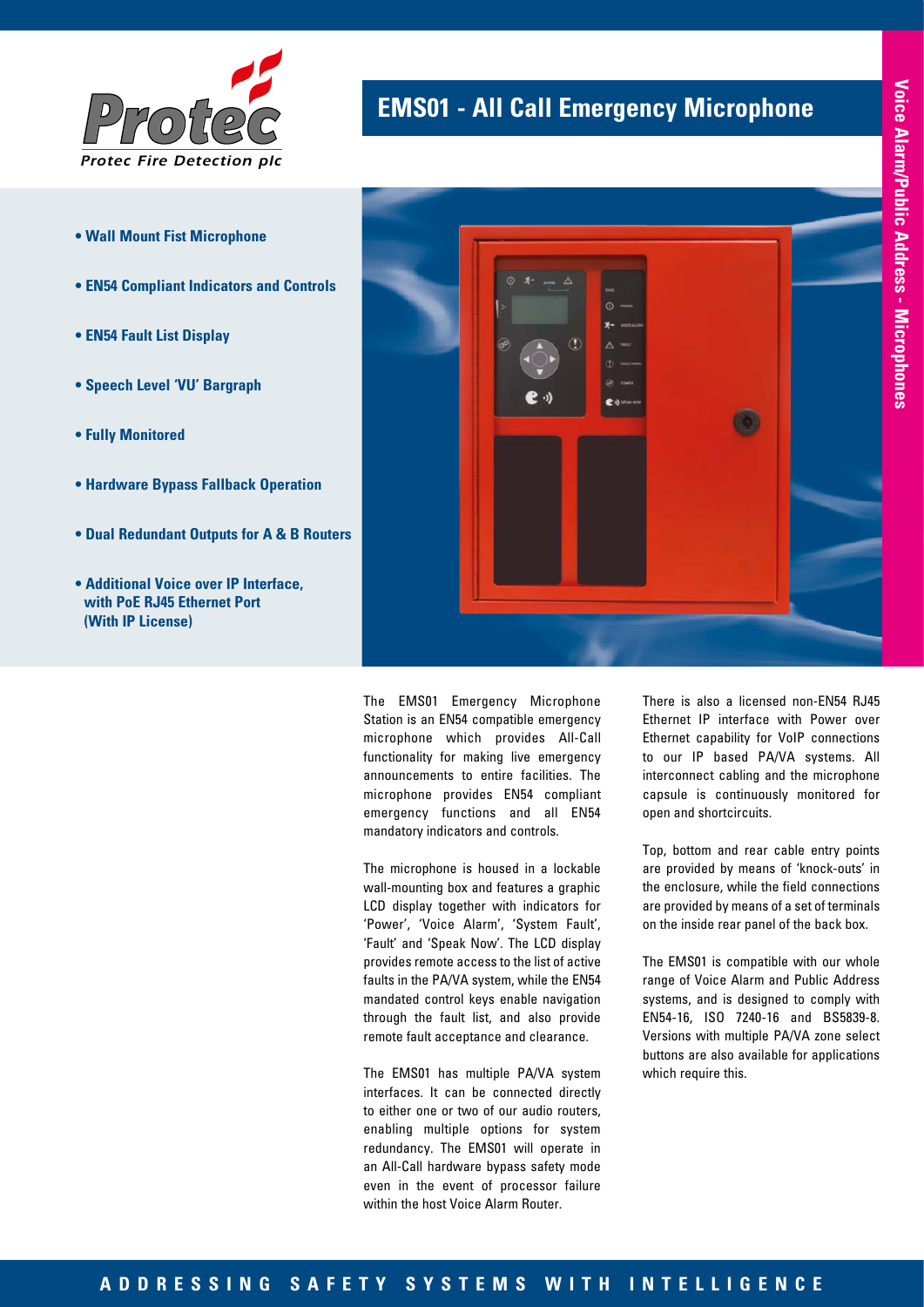Protec Fire Detection plc

# EMS01 - All Call Emergency Microphone

Voice Alarm/Public Address - Microphones

- **Wall Mount Fist Microphone**
- **EN54 Compliant Indicators and Controls**
- **EN54 Fault List Display**
- **Speech Level 'VU' Bargraph**
- **Fully Monitored**
- **Hardware Bypass Fallback Operation**
- **Dual Redundant Outputs for A & B Routers**
- **Additional Voice over IP Interface, with PoE RJ45 Ethernet Port (With IP License)**

The EMS01 Emergency Microphone Station is an EN54 compatible emergency microphone which provides All-Call functionality for making live emergency announcements to entire facilities. The microphone provides EN54 compliant emergency functions and all EN54 mandatory indicators and controls.

The microphone is housed in a lockable wall-mounting box and features a graphic LCD display together with indicators for 'Power', 'Voice Alarm', 'System Fault', 'Fault' and 'Speak Now'. The LCD display provides remote access to the list of active faults in the PA/VA system, while the EN54 mandated control keys enable navigation through the fault list, and also provide remote fault acceptance and clearance.

The EMS01 has multiple PA/VA system interfaces. It can be connected directly to either one or two of our audio routers, enabling multiple options for system redundancy. The EMS01 will operate in an All-Call hardware bypass safety mode even in the event of processor failure within the host Voice Alarm Router.

There is also a licensed non-EN54 RJ45 Ethernet IP interface with Power over Ethernet capability for VoIP connections to our IP based PA/VA systems. All interconnect cabling and the microphone capsule is continuously monitored for open and shortcircuits.

Top, bottom and rear cable entry points are provided by means of 'knock-outs' in the enclosure, while the field connections are provided by means of a set of terminals on the inside rear panel of the back box.

The EMS01 is compatible with our whole range of Voice Alarm and Public Address systems, and is designed to comply with EN54-16, ISO 7240-16 and BS5839-8. Versions with multiple PA/VA zone select buttons are also available for applications which require this.

ADDRESSING SAFETY SYSTEMS WITH INTELLIGENCE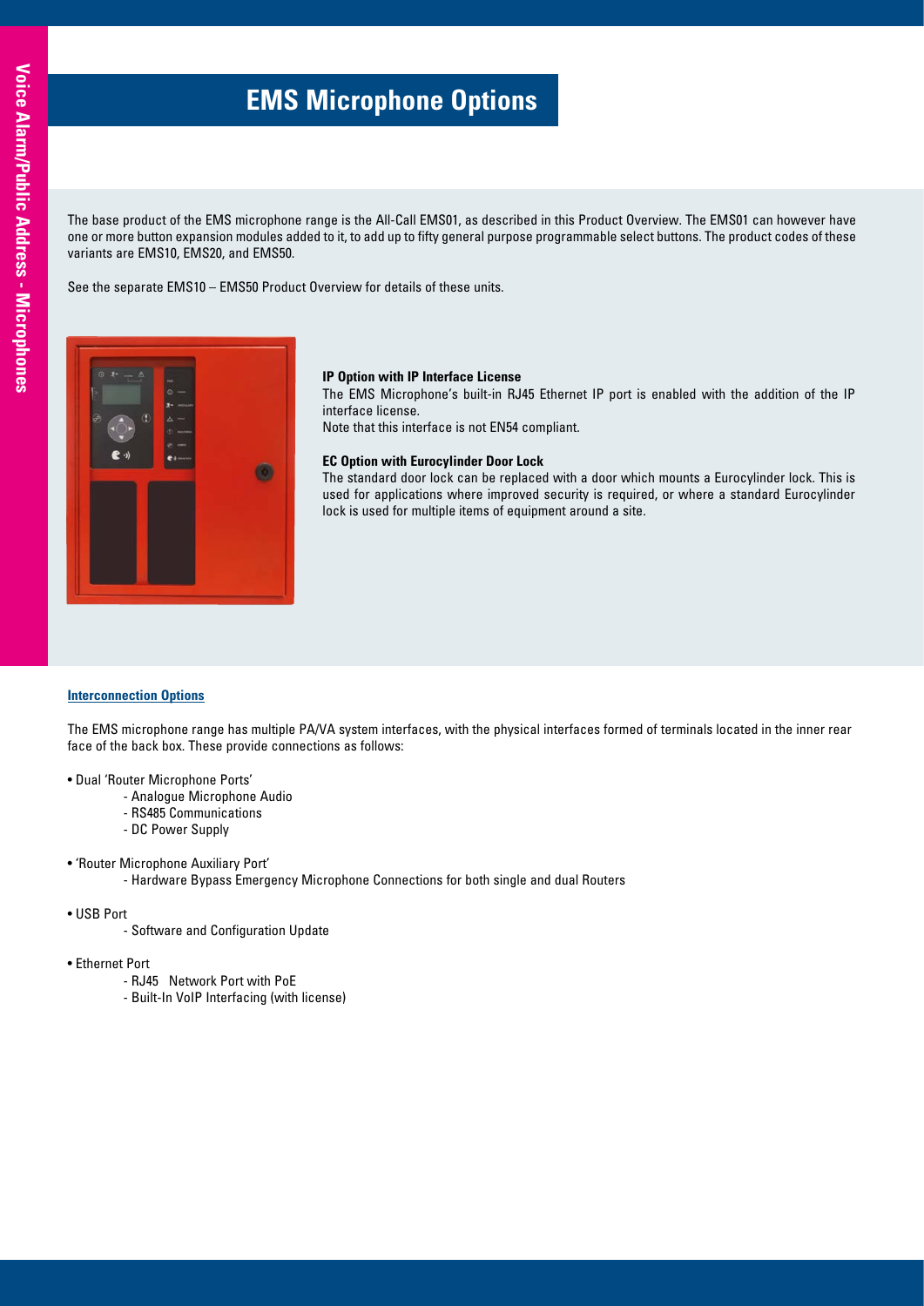# EMS Microphone Options

The base product of the EMS microphone range is the All-Call EMS01, as described in this Product Overview. The EMS01 can however have one or more button expansion modules added to it, to add up to fifty general purpose programmable select buttons. The product codes of these variants are EMS10, EMS20, and EMS50.

See the separate EMS10 – EMS50 Product Overview for details of these units.

**IP Option with IP Interface License**
The EMS Microphone's built-in RJ45 Ethernet IP port is enabled with the addition of the IP interface license.
Note that this interface is not EN54 compliant.

**EC Option with Eurocylinder Door Lock**
The standard door lock can be replaced with a door which mounts a Eurocylinder lock. This is used for applications where improved security is required, or where a standard Eurocylinder lock is used for multiple items of equipment around a site.

**Interconnection Options**

The EMS microphone range has multiple PA/VA system interfaces, with the physical interfaces formed of terminals located in the inner rear face of the back box. These provide connections as follows:

- Dual 'Router Microphone Ports'
  - Analogue Microphone Audio
  - RS485 Communications
  - DC Power Supply
- 'Router Microphone Auxiliary Port'
  - Hardware Bypass Emergency Microphone Connections for both single and dual Routers
- USB Port
  - Software and Configuration Update
- Ethernet Port
  - RJ45 Network Port with PoE
  - Built-In VoIP Interfacing (with license)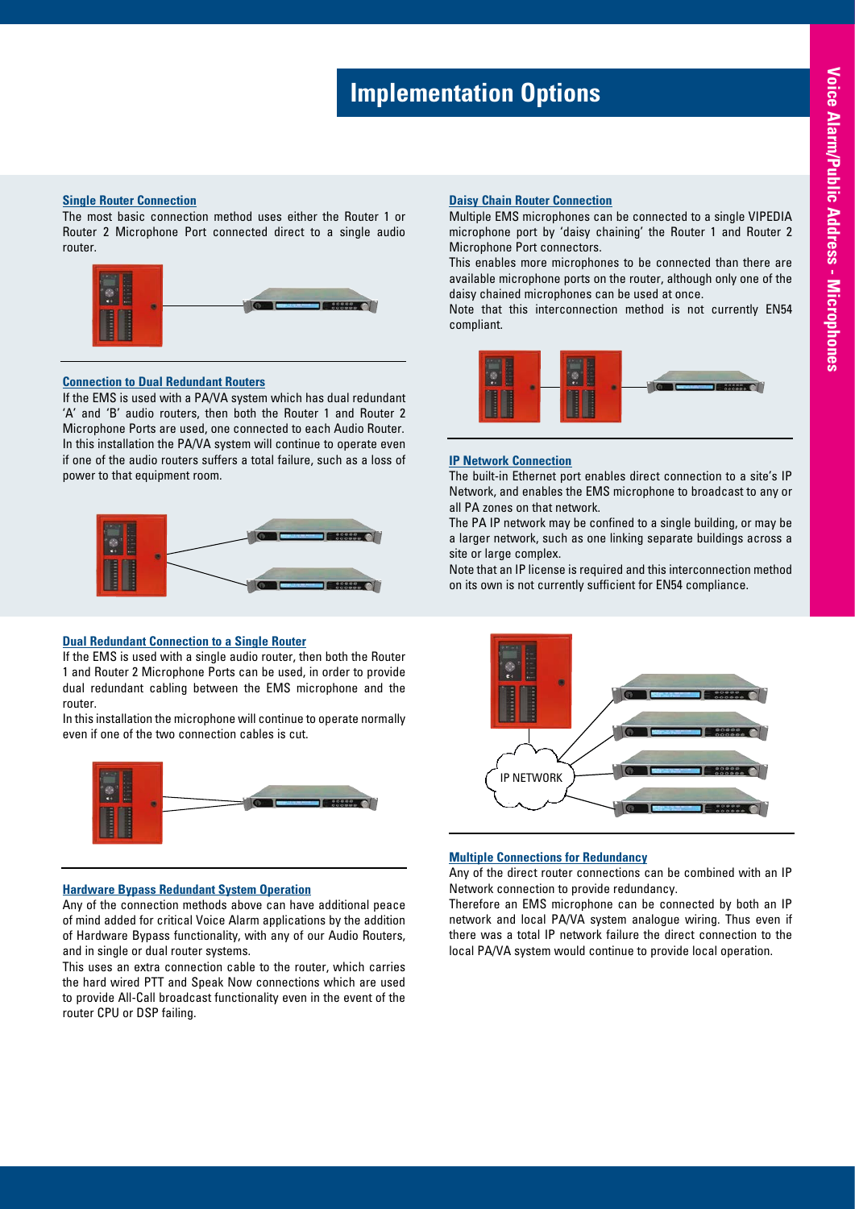# Implementation Options

### Single Router Connection

The most basic connection method uses either the Router 1 or Router 2 Microphone Port connected direct to a single audio router.

### Connection to Dual Redundant Routers

If the EMS is used with a PA/VA system which has dual redundant 'A' and 'B' audio routers, then both the Router 1 and Router 2 Microphone Ports are used, one connected to each Audio Router. In this installation the PA/VA system will continue to operate even if one of the audio routers suffers a total failure, such as a loss of power to that equipment room.

### Daisy Chain Router Connection

Multiple EMS microphones can be connected to a single VIPEDIA microphone port by 'daisy chaining' the Router 1 and Router 2 Microphone Port connectors.

This enables more microphones to be connected than there are available microphone ports on the router, although only one of the daisy chained microphones can be used at once.

Note that this interconnection method is not currently EN54 compliant.

### IP Network Connection

The built-in Ethernet port enables direct connection to a site's IP Network, and enables the EMS microphone to broadcast to any or all PA zones on that network.

The PA IP network may be confined to a single building, or may be a larger network, such as one linking separate buildings across a site or large complex.

Note that an IP license is required and this interconnection method on its own is not currently sufficient for EN54 compliance.

### Dual Redundant Connection to a Single Router

If the EMS is used with a single audio router, then both the Router 1 and Router 2 Microphone Ports can be used, in order to provide dual redundant cabling between the EMS microphone and the router.

In this installation the microphone will continue to operate normally even if one of the two connection cables is cut.

IP NETWORK

### Hardware Bypass Redundant System Operation

Any of the connection methods above can have additional peace of mind added for critical Voice Alarm applications by the addition of Hardware Bypass functionality, with any of our Audio Routers, and in single or dual router systems.

This uses an extra connection cable to the router, which carries the hard wired PTT and Speak Now connections which are used to provide All-Call broadcast functionality even in the event of the router CPU or DSP failing.

### Multiple Connections for Redundancy

Any of the direct router connections can be combined with an IP Network connection to provide redundancy.

Therefore an EMS microphone can be connected by both an IP network and local PA/VA system analogue wiring. Thus even if there was a total IP network failure the direct connection to the local PA/VA system would continue to provide local operation.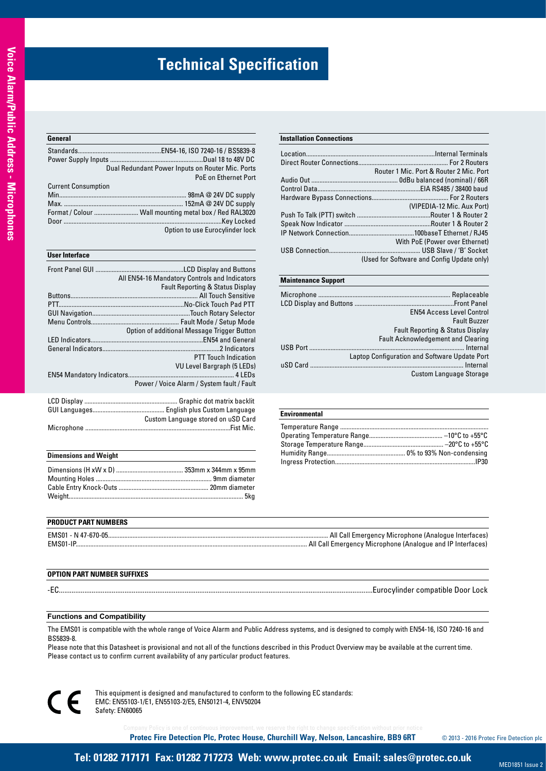# Technical Specification

### General

| | |
|---|---|
| Standards | EN54-16, ISO 7240-16 / BS5839-8 |
| Power Supply Inputs | Dual 18 to 48V DC |
| | Dual Redundant Power Inputs on Router Mic. Ports |
| | PoE on Ethernet Port |
| Current Consumption | |
| Min. | 98mA @ 24V DC supply |
| Max. | 152mA @ 24V DC supply |
| Format / Colour | Wall mounting metal box / Red RAL3020 |
| Door | Key Locked |
| | Option to use Eurocylinder lock |

### User Interface

| | |
|---|---|
| Front Panel GUI | LCD Display and Buttons |
| | All EN54-16 Mandatory Controls and Indicators |
| | Fault Reporting & Status Display |
| Buttons | All Touch Sensitive |
| PTT | No-Click Touch Pad PTT |
| GUI Navigation | Touch Rotary Selector |
| Menu Controls | Fault Mode / Setup Mode |
| | Option of additional Message Trigger Button |
| LED Indicators | EN54 and General |
| General Indicators | 2 Indicators |
| | PTT Touch Indication |
| | VU Level Bargraph (5 LEDs) |
| EN54 Mandatory Indicators | 4 LEDs |
| | Power / Voice Alarm / System fault / Fault |
| LCD Display | Graphic dot matrix backlit |
| GUI Languages | English plus Custom Language |
| | Custom Language stored on uSD Card |
| Microphone | Fist Mic. |

### Dimensions and Weight

| | |
|---|---|
| Dimensions (H xW x D) | 353mm x 344mm x 95mm |
| Mounting Holes | 9mm diameter |
| Cable Entry Knock-Outs | 20mm diameter |
| Weight | 5kg |

### Installation Connections

| | |
|---|---|
| Location | Internal Terminals |
| Direct Router Connections | For 2 Routers |
| | Router 1 Mic. Port & Router 2 Mic. Port |
| Audio Out | 0dBu balanced (nominal) / 66R |
| Control Data | EIA RS485 / 38400 baud |
| Hardware Bypass Connections | For 2 Routers |
| | (VIPEDIA-12 Mic. Aux Port) |
| Push To Talk (PTT) switch | Router 1 & Router 2 |
| Speak Now Indicator | Router 1 & Router 2 |
| IP Network Connection | 100baseT Ethernet / RJ45 |
| | With PoE (Power over Ethernet) |
| USB Connection | USB Slave / 'B' Socket |
| | (Used for Software and Config Update only) |

### Maintenance Support

| | |
|---|---|
| Microphone | Replaceable |
| LCD Display and Buttons | Front Panel |
| | EN54 Access Level Control |
| | Fault Buzzer |
| | Fault Reporting & Status Display |
| | Fault Acknowledgement and Clearing |
| USB Port | Internal |
| | Laptop Configuration and Software Update Port |
| uSD Card | Internal |
| | Custom Language Storage |

### Environmental

| | |
|---|---|
| Temperature Range | |
| Operating Temperature Range | –10°C to +55°C |
| Storage Temperature Range | –20°C to +55°C |
| Humidity Range | 0% to 93% Non-condensing |
| Ingress Protection | IP30 |

### PRODUCT PART NUMBERS

| | |
|---|---|
| EMS01 - N 47-670-05 | All Call Emergency Microphone (Analogue Interfaces) |
| EMS01-IP | All Call Emergency Microphone (Analogue and IP Interfaces) |

### OPTION PART NUMBER SUFFIXES

| | |
|---|---|
| -EC | Eurocylinder compatible Door Lock |

### Functions and Compatibility

The EMS01 is compatible with the whole range of Voice Alarm and Public Address systems, and is designed to comply with EN54-16, ISO 7240-16 and BS5839-8.

Please note that this Datasheet is provisional and not all of the functions described in this Product Overview may be available at the current time. Please contact us to confirm current availability of any particular product features.

CE

This equipment is designed and manufactured to conform to the following EC standards:
EMC: EN55103-1/E1, EN55103-2/E5, EN50121-4, ENV50204
Safety: EN60065

Company Policy is one of continuous improvement, we reserve the right to change specification without prior notice

**Protec Fire Detection Plc, Protec House, Churchill Way, Nelson, Lancashire, BB9 6RT**

© 2013 - 2016 Protec Fire Detection plc

**Tel: 01282 717171 Fax: 01282 717273 Web: www.protec.co.uk Email: sales@protec.co.uk**

MED1851 Issue 2